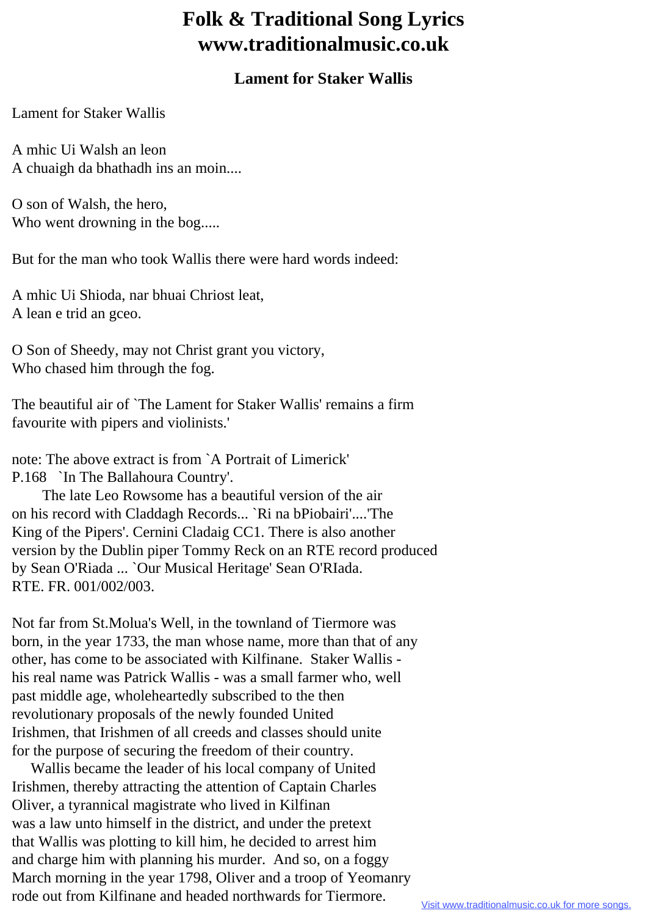# Folk & Traditional Song Lyrics www.traditionalmusic.co.uk

## Lament for Staker Wallis

Lament for Staker Wallis

A mhic Ui Walsh an leon
A chuaigh da bhathadh ins an moin....

O son of Walsh, the hero,
Who went drowning in the bog.....

But for the man who took Wallis there were hard words indeed:

A mhic Ui Shioda, nar bhuai Chriost leat,
A lean e trid an gceo.

O Son of Sheedy, may not Christ grant you victory,
Who chased him through the fog.

The beautiful air of `The Lament for Staker Wallis' remains a firm favourite with pipers and violinists.'

note: The above extract is from `A Portrait of Limerick' P.168 `In The Ballahoura Country'.

The late Leo Rowsome has a beautiful version of the air on his record with Claddagh Records... `Ri na bPiobairi'....'The King of the Pipers'. Cernini Cladaig CC1. There is also another version by the Dublin piper Tommy Reck on an RTE record produced by Sean O'Riada ... `Our Musical Heritage' Sean O'RIada. RTE. FR. 001/002/003.

Not far from St.Molua's Well, in the townland of Tiermore was born, in the year 1733, the man whose name, more than that of any other, has come to be associated with Kilfinane. Staker Wallis - his real name was Patrick Wallis - was a small farmer who, well past middle age, wholeheartedly subscribed to the then revolutionary proposals of the newly founded United Irishmen, that Irishmen of all creeds and classes should unite for the purpose of securing the freedom of their country.

Wallis became the leader of his local company of United Irishmen, thereby attracting the attention of Captain Charles Oliver, a tyrannical magistrate who lived in Kilfinan was a law unto himself in the district, and under the pretext that Wallis was plotting to kill him, he decided to arrest him and charge him with planning his murder. And so, on a foggy March morning in the year 1798, Oliver and a troop of Yeomanry rode out from Kilfinane and headed northwards for Tiermore.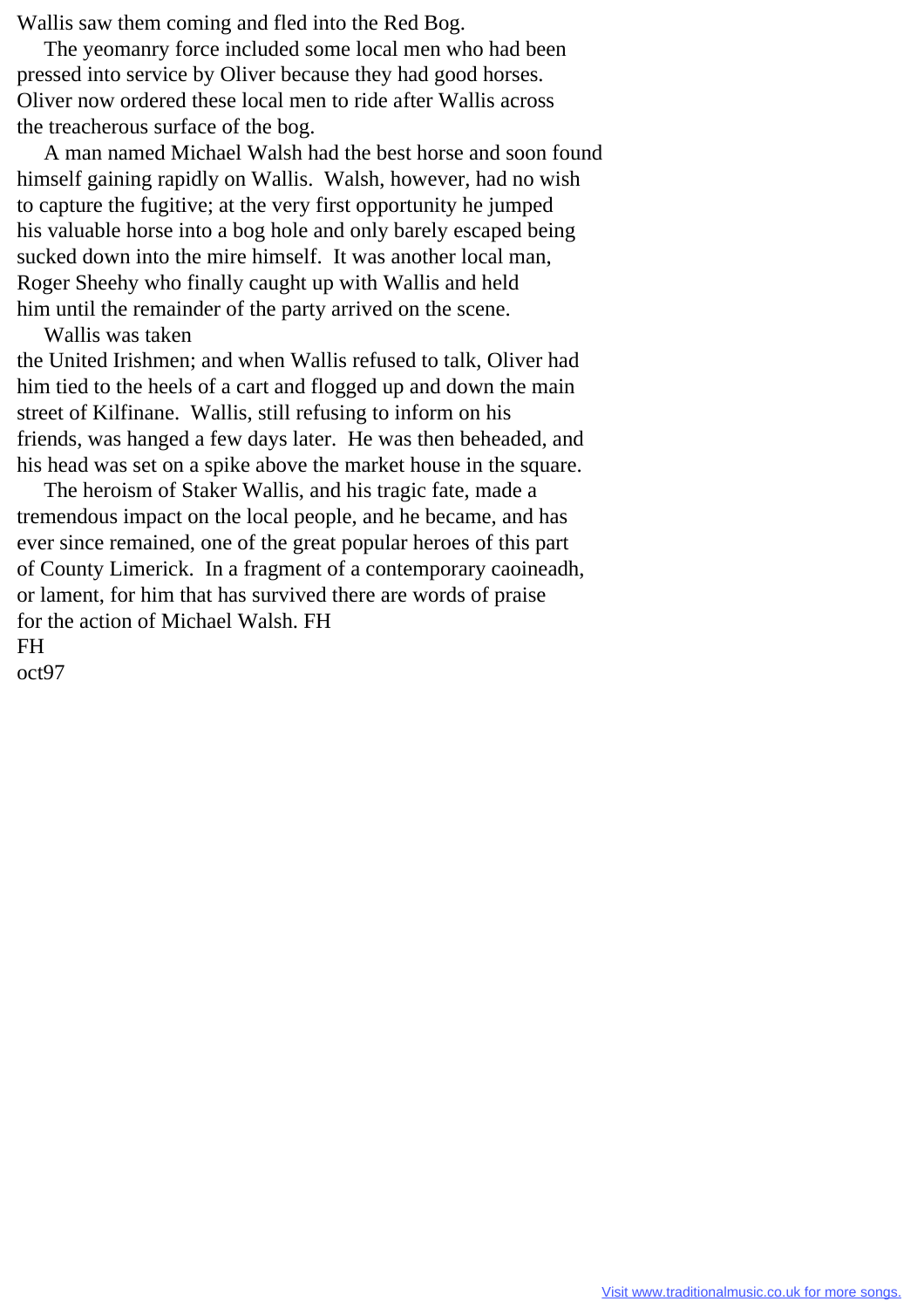Wallis saw them coming and fled into the Red Bog.

The yeomanry force included some local men who had been pressed into service by Oliver because they had good horses. Oliver now ordered these local men to ride after Wallis across the treacherous surface of the bog.

A man named Michael Walsh had the best horse and soon found himself gaining rapidly on Wallis. Walsh, however, had no wish to capture the fugitive; at the very first opportunity he jumped his valuable horse into a bog hole and only barely escaped being sucked down into the mire himself. It was another local man, Roger Sheehy who finally caught up with Wallis and held him until the remainder of the party arrived on the scene.

Wallis was taken
the United Irishmen; and when Wallis refused to talk, Oliver had him tied to the heels of a cart and flogged up and down the main street of Kilfinane. Wallis, still refusing to inform on his friends, was hanged a few days later. He was then beheaded, and his head was set on a spike above the market house in the square.

The heroism of Staker Wallis, and his tragic fate, made a tremendous impact on the local people, and he became, and has ever since remained, one of the great popular heroes of this part of County Limerick. In a fragment of a contemporary caoineadh, or lament, for him that has survived there are words of praise for the action of Michael Walsh. FH
FH
oct97

[Visit www.traditionalmusic.co.uk for more songs.](http://www.traditionalmusic.co.uk)